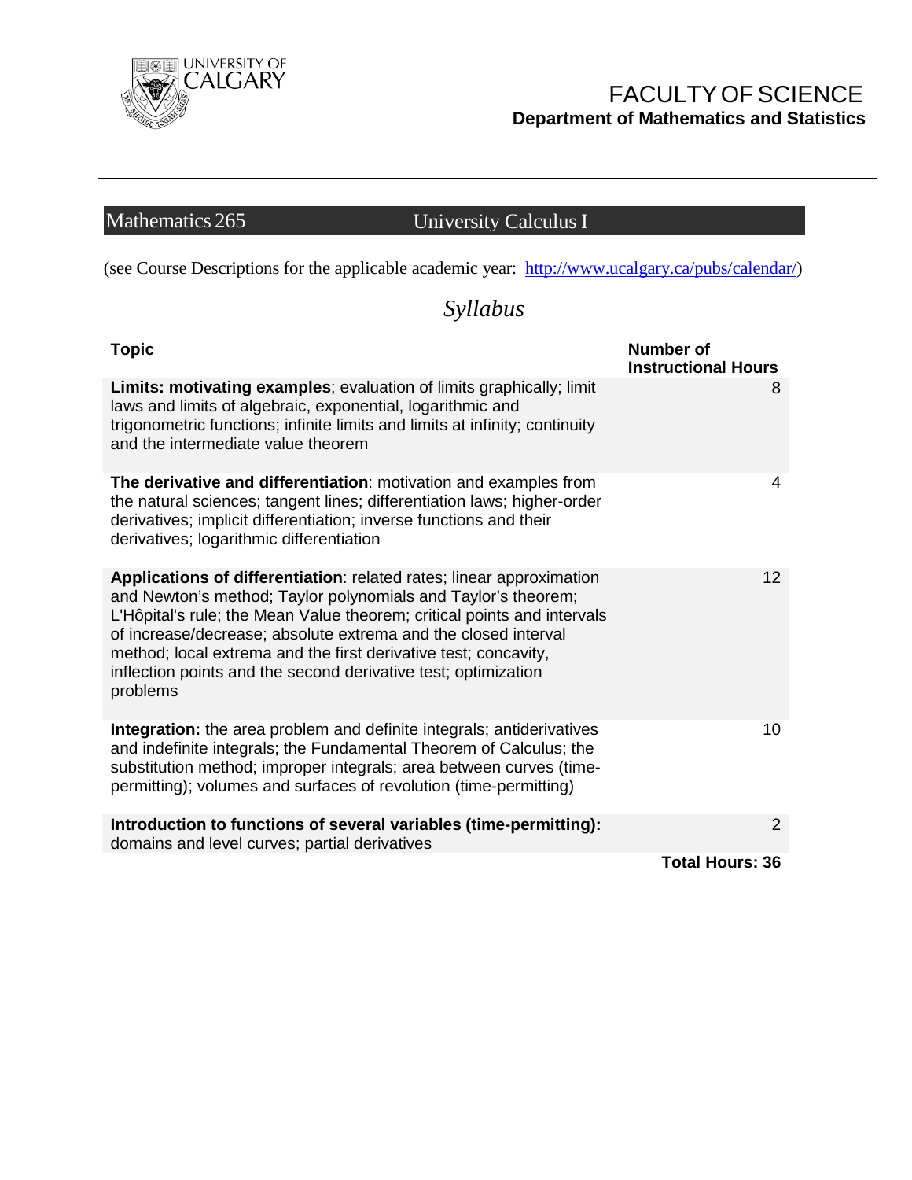UNIVERSITY OF CALGARY

# FACULTY OF SCIENCE

**Department of Mathematics and Statistics**

---

## Mathematics 265 University Calculus I

(see Course Descriptions for the applicable academic year: [http://www.ucalgary.ca/pubs/calendar/](http://www.ucalgary.ca/pubs/calendar/))

## *Syllabus*

| Topic | Number of Instructional Hours |
|---|---|
| **Limits: motivating examples**; evaluation of limits graphically; limit laws and limits of algebraic, exponential, logarithmic and trigonometric functions; infinite limits and limits at infinity; continuity and the intermediate value theorem | 8 |
| **The derivative and differentiation**: motivation and examples from the natural sciences; tangent lines; differentiation laws; higher-order derivatives; implicit differentiation; inverse functions and their derivatives; logarithmic differentiation | 4 |
| **Applications of differentiation**: related rates; linear approximation and Newton's method; Taylor polynomials and Taylor's theorem; L'Hôpital's rule; the Mean Value theorem; critical points and intervals of increase/decrease; absolute extrema and the closed interval method; local extrema and the first derivative test; concavity, inflection points and the second derivative test; optimization problems | 12 |
| **Integration:** the area problem and definite integrals; antiderivatives and indefinite integrals; the Fundamental Theorem of Calculus; the substitution method; improper integrals; area between curves (time-permitting); volumes and surfaces of revolution (time-permitting) | 10 |
| **Introduction to functions of several variables (time-permitting):** domains and level curves; partial derivatives | 2 |
| | **Total Hours: 36** |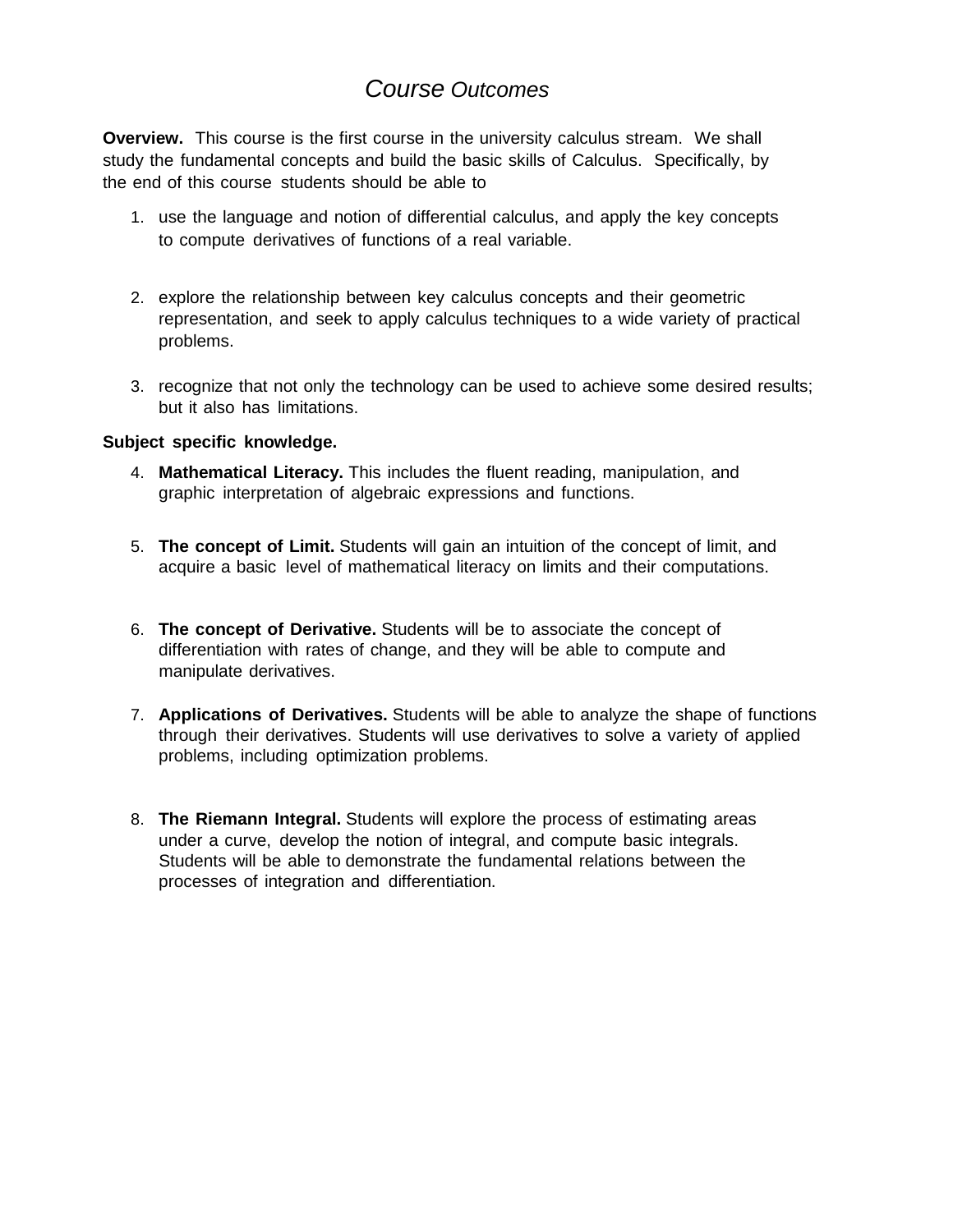# *Course Outcomes*

**Overview.** This course is the first course in the university calculus stream. We shall study the fundamental concepts and build the basic skills of Calculus. Specifically, by the end of this course students should be able to

1. use the language and notion of differential calculus, and apply the key concepts to compute derivatives of functions of a real variable.

2. explore the relationship between key calculus concepts and their geometric representation, and seek to apply calculus techniques to a wide variety of practical problems.

3. recognize that not only the technology can be used to achieve some desired results; but it also has limitations.

**Subject specific knowledge.**

4. **Mathematical Literacy.** This includes the fluent reading, manipulation, and graphic interpretation of algebraic expressions and functions.

5. **The concept of Limit.** Students will gain an intuition of the concept of limit, and acquire a basic level of mathematical literacy on limits and their computations.

6. **The concept of Derivative.** Students will be to associate the concept of differentiation with rates of change, and they will be able to compute and manipulate derivatives.

7. **Applications of Derivatives.** Students will be able to analyze the shape of functions through their derivatives. Students will use derivatives to solve a variety of applied problems, including optimization problems.

8. **The Riemann Integral.** Students will explore the process of estimating areas under a curve, develop the notion of integral, and compute basic integrals. Students will be able to demonstrate the fundamental relations between the processes of integration and differentiation.